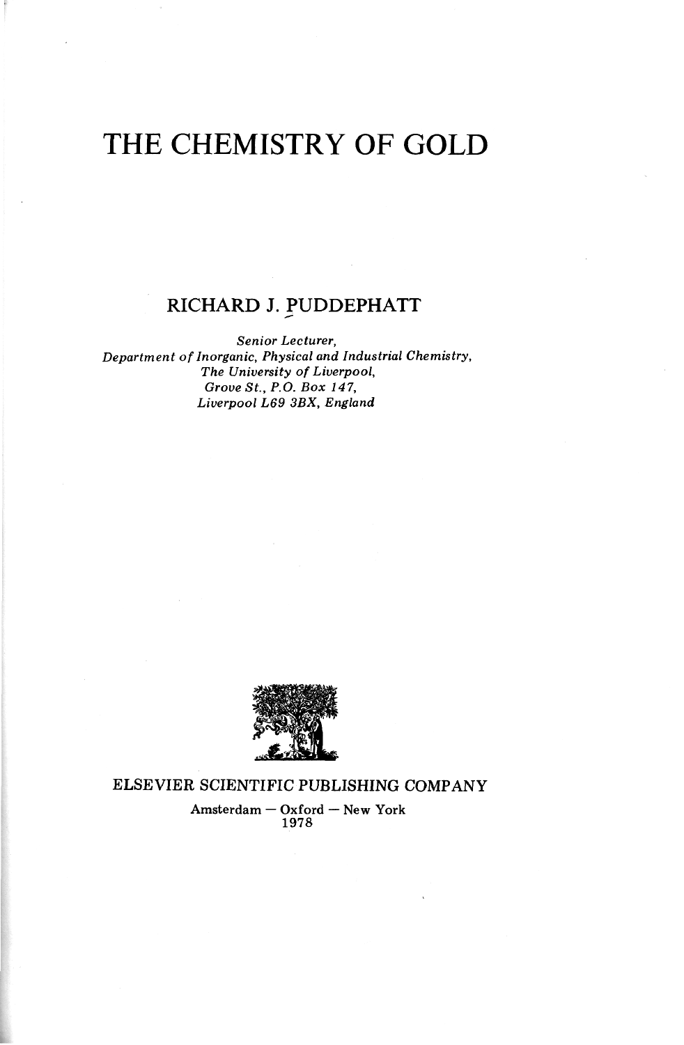# THE CHEMISTRY OF GOLD

## RICHARD J. PUDDEPHATT

*Senior Lecturer,*
*Department of Inorganic, Physical and Industrial Chemistry,*
*The University of Liverpool,*
*Grove St., P.O. Box 147,*
*Liverpool L69 3BX, England*

ELSEVIER SCIENTIFIC PUBLISHING COMPANY

Amsterdam — Oxford — New York
1978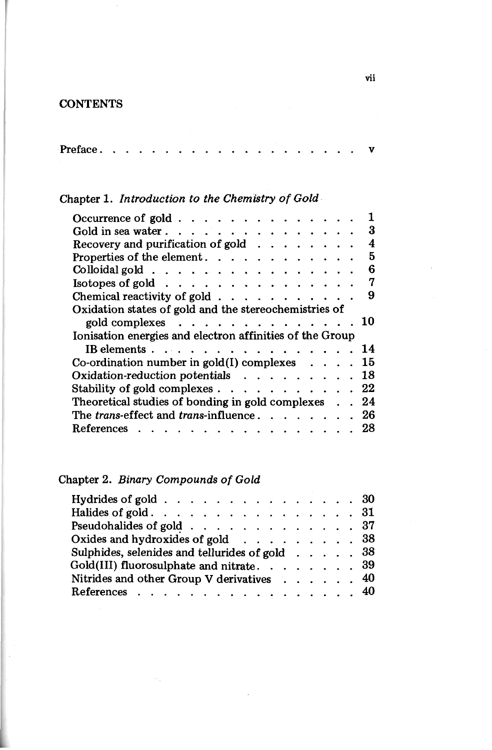# CONTENTS

| | |
|---|---|
| Preface | v |

## Chapter 1. *Introduction to the Chemistry of Gold*

| | |
|---|---|
| Occurrence of gold | 1 |
| Gold in sea water | 3 |
| Recovery and purification of gold | 4 |
| Properties of the element | 5 |
| Colloidal gold | 6 |
| Isotopes of gold | 7 |
| Chemical reactivity of gold | 9 |
| Oxidation states of gold and the stereochemistries of gold complexes | 10 |
| Ionisation energies and electron affinities of the Group IB elements | 14 |
| Co-ordination number in gold(I) complexes | 15 |
| Oxidation-reduction potentials | 18 |
| Stability of gold complexes | 22 |
| Theoretical studies of bonding in gold complexes | 24 |
| The *trans*-effect and *trans*-influence | 26 |
| References | 28 |

## Chapter 2. *Binary Compounds of Gold*

| | |
|---|---|
| Hydrides of gold | 30 |
| Halides of gold | 31 |
| Pseudohalides of gold | 37 |
| Oxides and hydroxides of gold | 38 |
| Sulphides, selenides and tellurides of gold | 38 |
| Gold(III) fluorosulphate and nitrate | 39 |
| Nitrides and other Group V derivatives | 40 |
| References | 40 |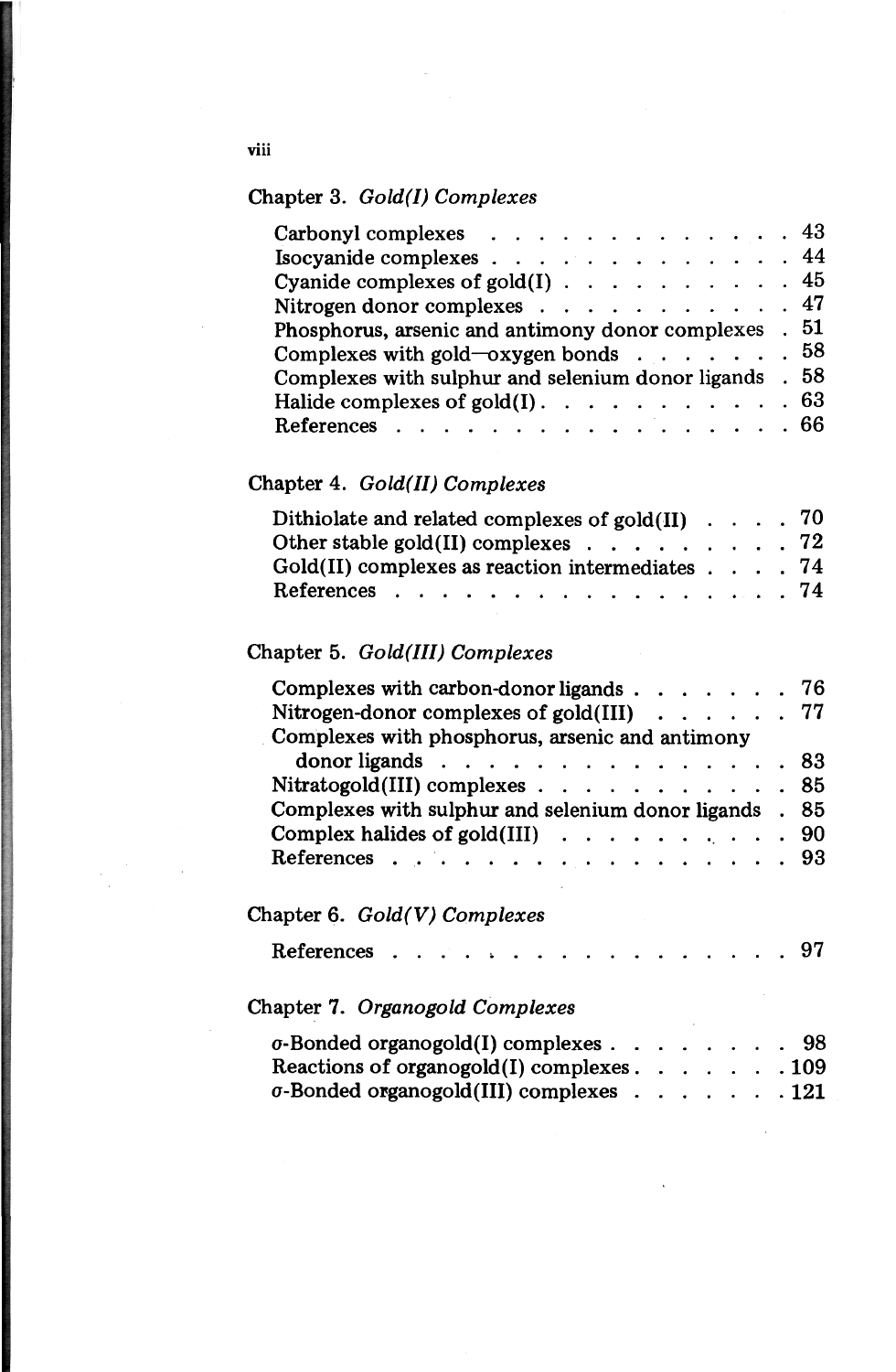## Chapter 3. *Gold(I) Complexes*

Carbonyl complexes . . . . . . . . . . . . . . 43
Isocyanide complexes . . . . . . . . . . . . . . 44
Cyanide complexes of gold(I) . . . . . . . . . . 45
Nitrogen donor complexes . . . . . . . . . . . 47
Phosphorus, arsenic and antimony donor complexes . 51
Complexes with gold—oxygen bonds . . . . . . . 58
Complexes with sulphur and selenium donor ligands . 58
Halide complexes of gold(I) . . . . . . . . . . . 63
References . . . . . . . . . . . . . . . . . 66

## Chapter 4. *Gold(II) Complexes*

Dithiolate and related complexes of gold(II) . . . . 70
Other stable gold(II) complexes . . . . . . . . . 72
Gold(II) complexes as reaction intermediates . . . . 74
References . . . . . . . . . . . . . . . . . 74

## Chapter 5. *Gold(III) Complexes*

Complexes with carbon-donor ligands . . . . . . . 76
Nitrogen-donor complexes of gold(III) . . . . . . 77
Complexes with phosphorus, arsenic and antimony donor ligands . . . . . . . . . . . . . . . 83
Nitratogold(III) complexes . . . . . . . . . . . 85
Complexes with sulphur and selenium donor ligands . 85
Complex halides of gold(III) . . . . . . . . . . 90
References . . . . . . . . . . . . . . . . . 93

## Chapter 6. *Gold(V) Complexes*

References . . . . . . . . . . . . . . . . . 97

## Chapter 7. *Organogold Complexes*

$\sigma$-Bonded organogold(I) complexes . . . . . . . . 98
Reactions of organogold(I) complexes . . . . . . . 109
$\sigma$-Bonded organogold(III) complexes . . . . . . . 121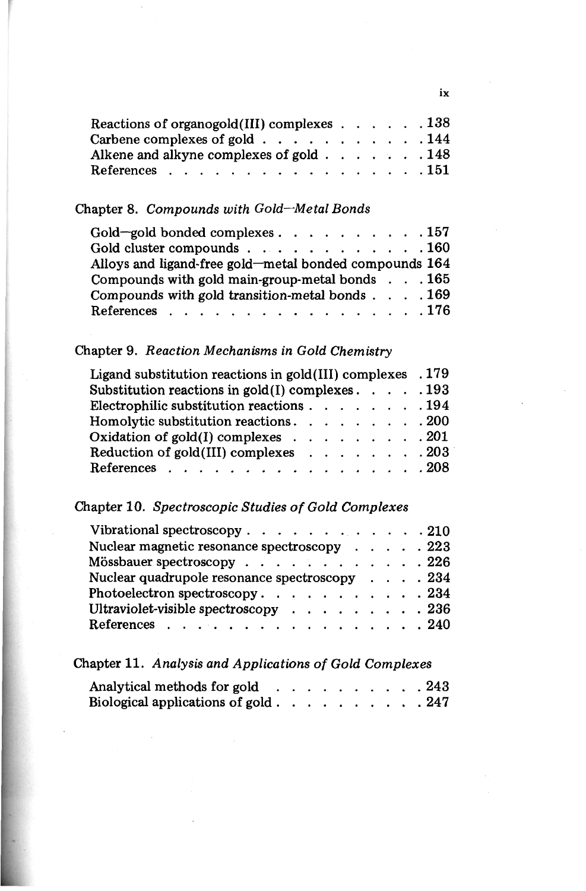Reactions of organogold(III) complexes . . . . . . 138
Carbene complexes of gold . . . . . . . . . . . 144
Alkene and alkyne complexes of gold . . . . . . . 148
References . . . . . . . . . . . . . . . . . . 151

## Chapter 8. *Compounds with Gold—Metal Bonds*

Gold—gold bonded complexes . . . . . . . . . . 157
Gold cluster compounds . . . . . . . . . . . . 160
Alloys and ligand-free gold—metal bonded compounds 164
Compounds with gold main-group-metal bonds . . . 165
Compounds with gold transition-metal bonds . . . . 169
References . . . . . . . . . . . . . . . . . . 176

## Chapter 9. *Reaction Mechanisms in Gold Chemistry*

Ligand substitution reactions in gold(III) complexes . 179
Substitution reactions in gold(I) complexes . . . . . 193
Electrophilic substitution reactions . . . . . . . . 194
Homolytic substitution reactions . . . . . . . . . 200
Oxidation of gold(I) complexes . . . . . . . . . 201
Reduction of gold(III) complexes . . . . . . . . 203
References . . . . . . . . . . . . . . . . . . 208

## Chapter 10. *Spectroscopic Studies of Gold Complexes*

Vibrational spectroscopy . . . . . . . . . . . . 210
Nuclear magnetic resonance spectroscopy . . . . . 223
Mössbauer spectroscopy . . . . . . . . . . . . 226
Nuclear quadrupole resonance spectroscopy . . . . 234
Photoelectron spectroscopy . . . . . . . . . . . 234
Ultraviolet-visible spectroscopy . . . . . . . . . 236
References . . . . . . . . . . . . . . . . . . 240

## Chapter 11. *Analysis and Applications of Gold Complexes*

Analytical methods for gold . . . . . . . . . . 243
Biological applications of gold . . . . . . . . . . 247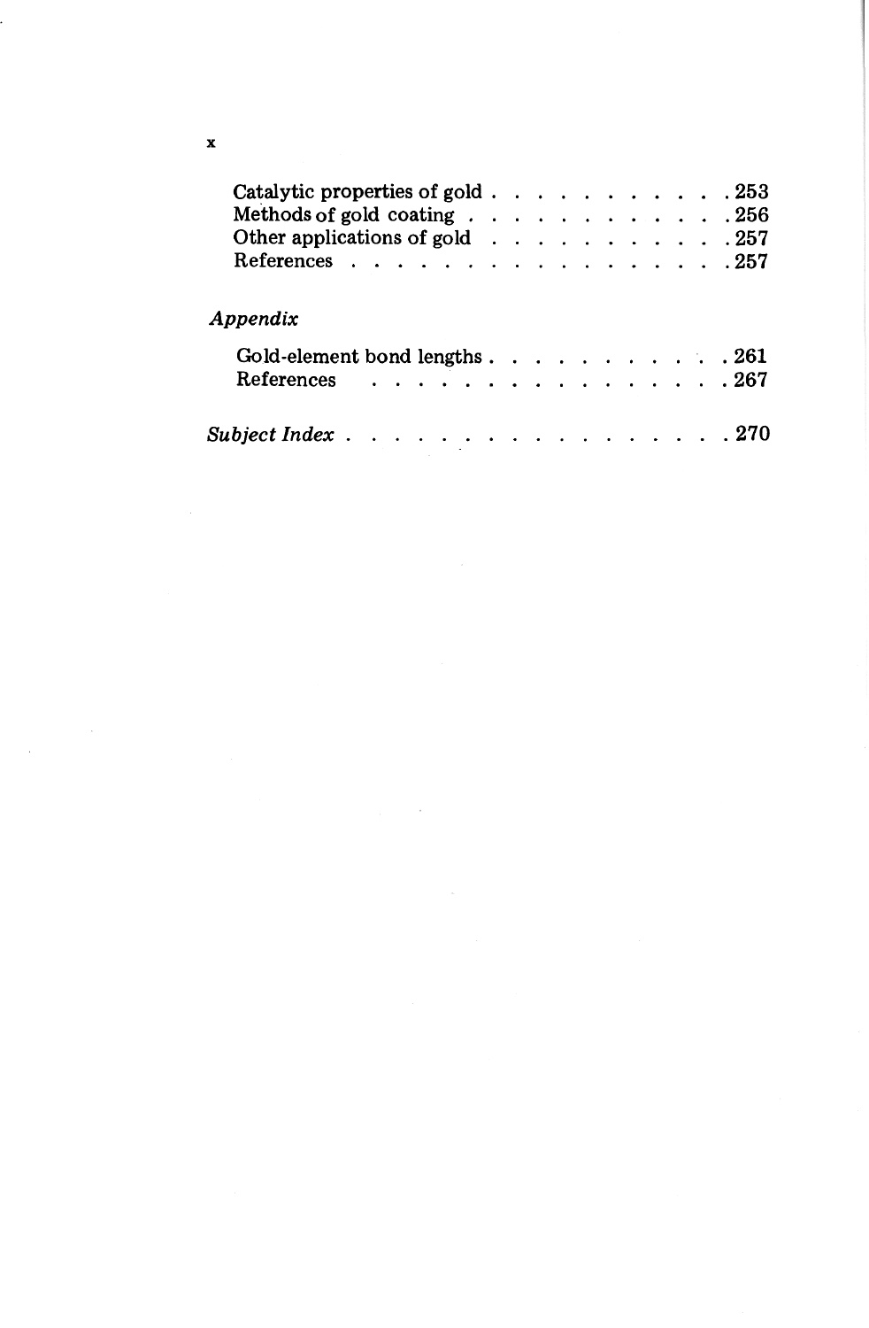Catalytic properties of gold . . . . . . . . . . . . 253
Methods of gold coating . . . . . . . . . . . . . 256
Other applications of gold . . . . . . . . . . . . 257
References . . . . . . . . . . . . . . . . . . 257

*Appendix*

Gold-element bond lengths . . . . . . . . . . . 261
References . . . . . . . . . . . . . . . . . . 267

*Subject Index* . . . . . . . . . . . . . . . . . . 270